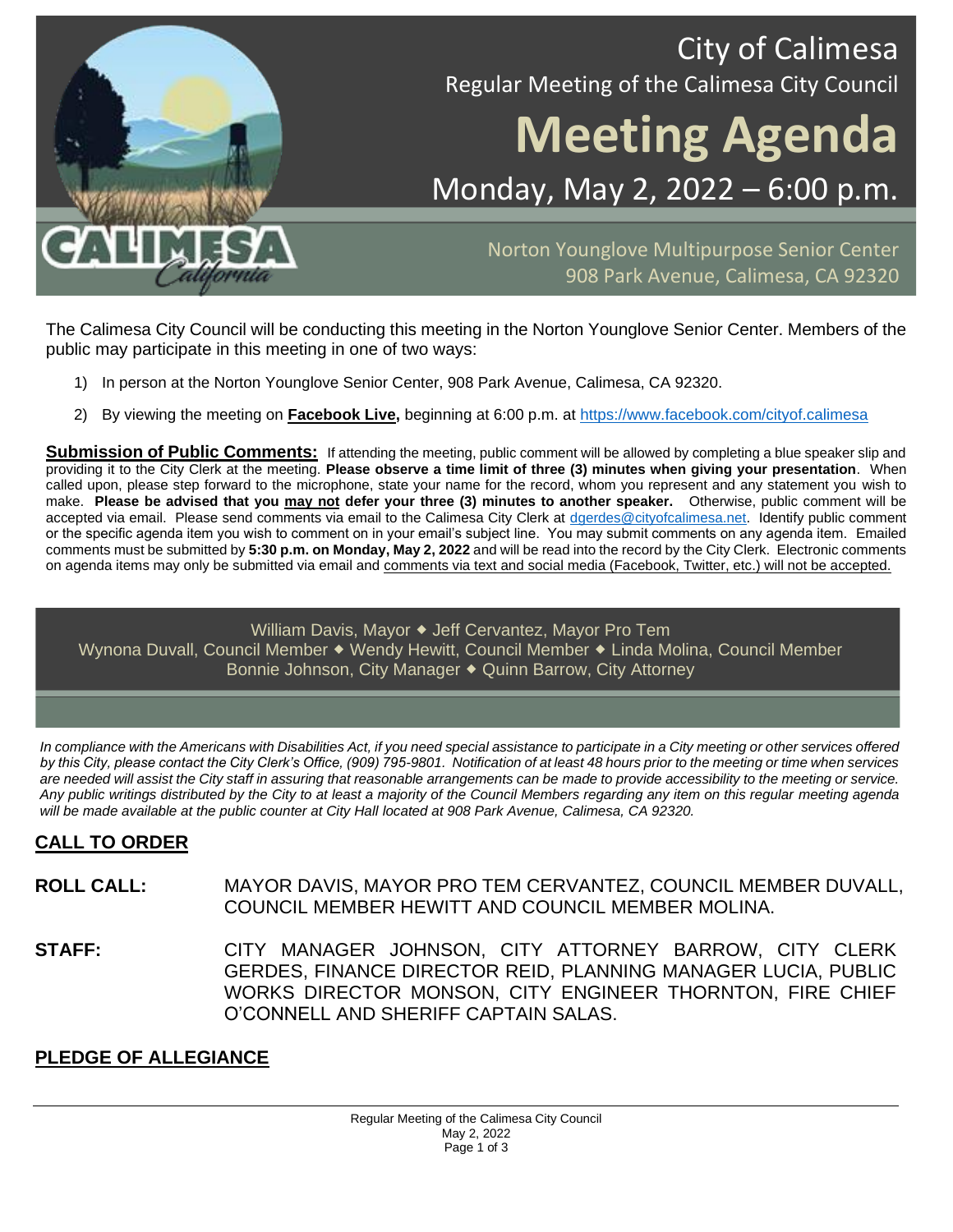# City of Calimesa

## Regular Meeting of the Calimesa City Council

# Meeting Agenda

## Monday, May 2, 2022 – 6:00 p.m.

Norton Younglove Multipurpose Senior Center
908 Park Avenue, Calimesa, CA 92320

The Calimesa City Council will be conducting this meeting in the Norton Younglove Senior Center. Members of the public may participate in this meeting in one of two ways:

1) In person at the Norton Younglove Senior Center, 908 Park Avenue, Calimesa, CA 92320.
2) By viewing the meeting on **Facebook Live,** beginning at 6:00 p.m. at https://www.facebook.com/cityof.calimesa

**Submission of Public Comments:** If attending the meeting, public comment will be allowed by completing a blue speaker slip and providing it to the City Clerk at the meeting. **Please observe a time limit of three (3) minutes when giving your presentation**. When called upon, please step forward to the microphone, state your name for the record, whom you represent and any statement you wish to make. **Please be advised that you may not defer your three (3) minutes to another speaker.** Otherwise, public comment will be accepted via email. Please send comments via email to the Calimesa City Clerk at dgerdes@cityofcalimesa.net. Identify public comment or the specific agenda item you wish to comment on in your email's subject line. You may submit comments on any agenda item. Emailed comments must be submitted by **5:30 p.m. on Monday, May 2, 2022** and will be read into the record by the City Clerk. Electronic comments on agenda items may only be submitted via email and comments via text and social media (Facebook, Twitter, etc.) will not be accepted.

William Davis, Mayor ◆ Jeff Cervantez, Mayor Pro Tem
Wynona Duvall, Council Member ◆ Wendy Hewitt, Council Member ◆ Linda Molina, Council Member
Bonnie Johnson, City Manager ◆ Quinn Barrow, City Attorney

*In compliance with the Americans with Disabilities Act, if you need special assistance to participate in a City meeting or other services offered by this City, please contact the City Clerk's Office, (909) 795-9801. Notification of at least 48 hours prior to the meeting or time when services are needed will assist the City staff in assuring that reasonable arrangements can be made to provide accessibility to the meeting or service. Any public writings distributed by the City to at least a majority of the Council Members regarding any item on this regular meeting agenda will be made available at the public counter at City Hall located at 908 Park Avenue, Calimesa, CA 92320.*

## CALL TO ORDER

**ROLL CALL:** MAYOR DAVIS, MAYOR PRO TEM CERVANTEZ, COUNCIL MEMBER DUVALL, COUNCIL MEMBER HEWITT AND COUNCIL MEMBER MOLINA.

**STAFF:** CITY MANAGER JOHNSON, CITY ATTORNEY BARROW, CITY CLERK GERDES, FINANCE DIRECTOR REID, PLANNING MANAGER LUCIA, PUBLIC WORKS DIRECTOR MONSON, CITY ENGINEER THORNTON, FIRE CHIEF O'CONNELL AND SHERIFF CAPTAIN SALAS.

## PLEDGE OF ALLEGIANCE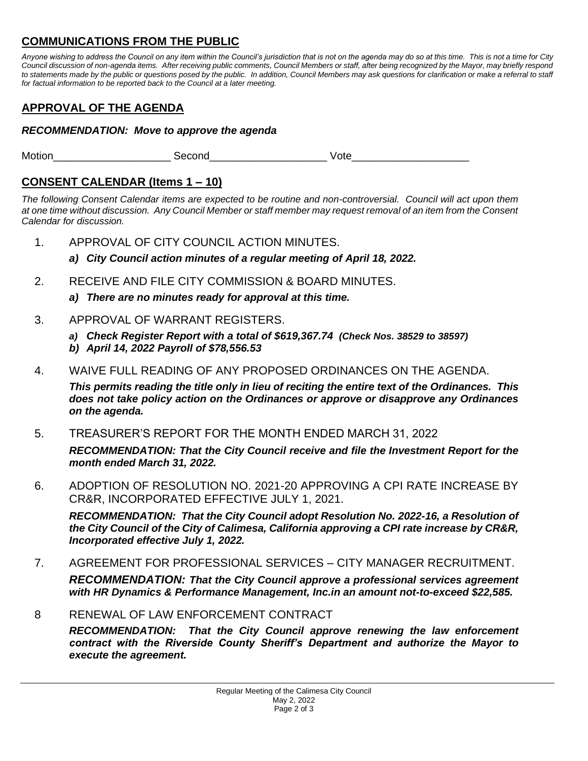## COMMUNICATIONS FROM THE PUBLIC

*Anyone wishing to address the Council on any item within the Council's jurisdiction that is not on the agenda may do so at this time. This is not a time for City Council discussion of non-agenda items. After receiving public comments, Council Members or staff, after being recognized by the Mayor, may briefly respond to statements made by the public or questions posed by the public. In addition, Council Members may ask questions for clarification or make a referral to staff for factual information to be reported back to the Council at a later meeting.*

## APPROVAL OF THE AGENDA

***RECOMMENDATION: Move to approve the agenda***

Motion____________________ Second____________________ Vote____________________

## CONSENT CALENDAR (Items 1 – 10)

*The following Consent Calendar items are expected to be routine and non-controversial. Council will act upon them at one time without discussion. Any Council Member or staff member may request removal of an item from the Consent Calendar for discussion.*

1. APPROVAL OF CITY COUNCIL ACTION MINUTES.
   - ***a) City Council action minutes of a regular meeting of April 18, 2022.***

2. RECEIVE AND FILE CITY COMMISSION & BOARD MINUTES.
   - ***a) There are no minutes ready for approval at this time.***

3. APPROVAL OF WARRANT REGISTERS.
   - ***a) Check Register Report with a total of $619,367.74 (Check Nos. 38529 to 38597)***
   - ***b) April 14, 2022 Payroll of $78,556.53***

4. WAIVE FULL READING OF ANY PROPOSED ORDINANCES ON THE AGENDA.

   ***This permits reading the title only in lieu of reciting the entire text of the Ordinances. This does not take policy action on the Ordinances or approve or disapprove any Ordinances on the agenda.***

5. TREASURER'S REPORT FOR THE MONTH ENDED MARCH 31, 2022

   ***RECOMMENDATION: That the City Council receive and file the Investment Report for the month ended March 31, 2022.***

6. ADOPTION OF RESOLUTION NO. 2021-20 APPROVING A CPI RATE INCREASE BY CR&R, INCORPORATED EFFECTIVE JULY 1, 2021.

   ***RECOMMENDATION: That the City Council adopt Resolution No. 2022-16, a Resolution of the City Council of the City of Calimesa, California approving a CPI rate increase by CR&R, Incorporated effective July 1, 2022.***

7. AGREEMENT FOR PROFESSIONAL SERVICES – CITY MANAGER RECRUITMENT.

   ***RECOMMENDATION: That the City Council approve a professional services agreement with HR Dynamics & Performance Management, Inc.in an amount not-to-exceed $22,585.***

8. RENEWAL OF LAW ENFORCEMENT CONTRACT

   ***RECOMMENDATION: That the City Council approve renewing the law enforcement contract with the Riverside County Sheriff's Department and authorize the Mayor to execute the agreement.***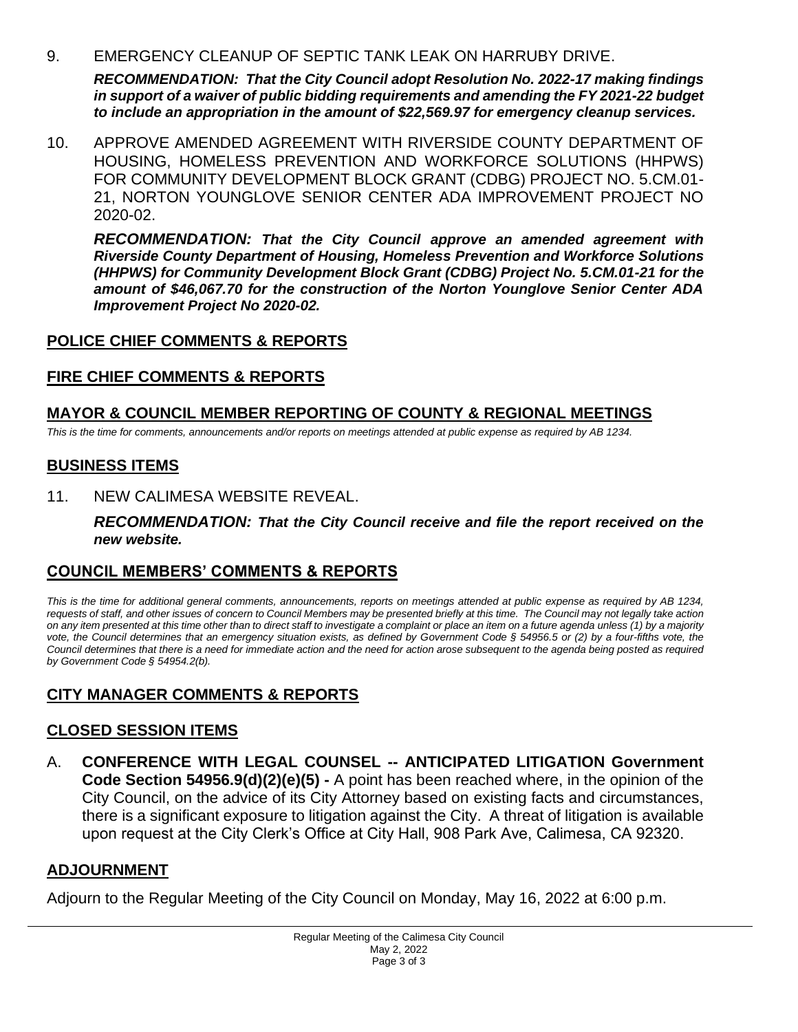9. EMERGENCY CLEANUP OF SEPTIC TANK LEAK ON HARRUBY DRIVE.

   ***RECOMMENDATION: That the City Council adopt Resolution No. 2022-17 making findings in support of a waiver of public bidding requirements and amending the FY 2021-22 budget to include an appropriation in the amount of $22,569.97 for emergency cleanup services.***

10. APPROVE AMENDED AGREEMENT WITH RIVERSIDE COUNTY DEPARTMENT OF HOUSING, HOMELESS PREVENTION AND WORKFORCE SOLUTIONS (HHPWS) FOR COMMUNITY DEVELOPMENT BLOCK GRANT (CDBG) PROJECT NO. 5.CM.01-21, NORTON YOUNGLOVE SENIOR CENTER ADA IMPROVEMENT PROJECT NO 2020-02.

    ***RECOMMENDATION: That the City Council approve an amended agreement with Riverside County Department of Housing, Homeless Prevention and Workforce Solutions (HHPWS) for Community Development Block Grant (CDBG) Project No. 5.CM.01-21 for the amount of $46,067.70 for the construction of the Norton Younglove Senior Center ADA Improvement Project No 2020-02.***

## POLICE CHIEF COMMENTS & REPORTS

## FIRE CHIEF COMMENTS & REPORTS

## MAYOR & COUNCIL MEMBER REPORTING OF COUNTY & REGIONAL MEETINGS

*This is the time for comments, announcements and/or reports on meetings attended at public expense as required by AB 1234.*

## BUSINESS ITEMS

11. NEW CALIMESA WEBSITE REVEAL.

    ***RECOMMENDATION: That the City Council receive and file the report received on the new website.***

## COUNCIL MEMBERS' COMMENTS & REPORTS

*This is the time for additional general comments, announcements, reports on meetings attended at public expense as required by AB 1234, requests of staff, and other issues of concern to Council Members may be presented briefly at this time. The Council may not legally take action on any item presented at this time other than to direct staff to investigate a complaint or place an item on a future agenda unless (1) by a majority vote, the Council determines that an emergency situation exists, as defined by Government Code § 54956.5 or (2) by a four-fifths vote, the Council determines that there is a need for immediate action and the need for action arose subsequent to the agenda being posted as required by Government Code § 54954.2(b).*

## CITY MANAGER COMMENTS & REPORTS

## CLOSED SESSION ITEMS

A. **CONFERENCE WITH LEGAL COUNSEL -- ANTICIPATED LITIGATION Government Code Section 54956.9(d)(2)(e)(5) -** A point has been reached where, in the opinion of the City Council, on the advice of its City Attorney based on existing facts and circumstances, there is a significant exposure to litigation against the City. A threat of litigation is available upon request at the City Clerk's Office at City Hall, 908 Park Ave, Calimesa, CA 92320.

## ADJOURNMENT

Adjourn to the Regular Meeting of the City Council on Monday, May 16, 2022 at 6:00 p.m.